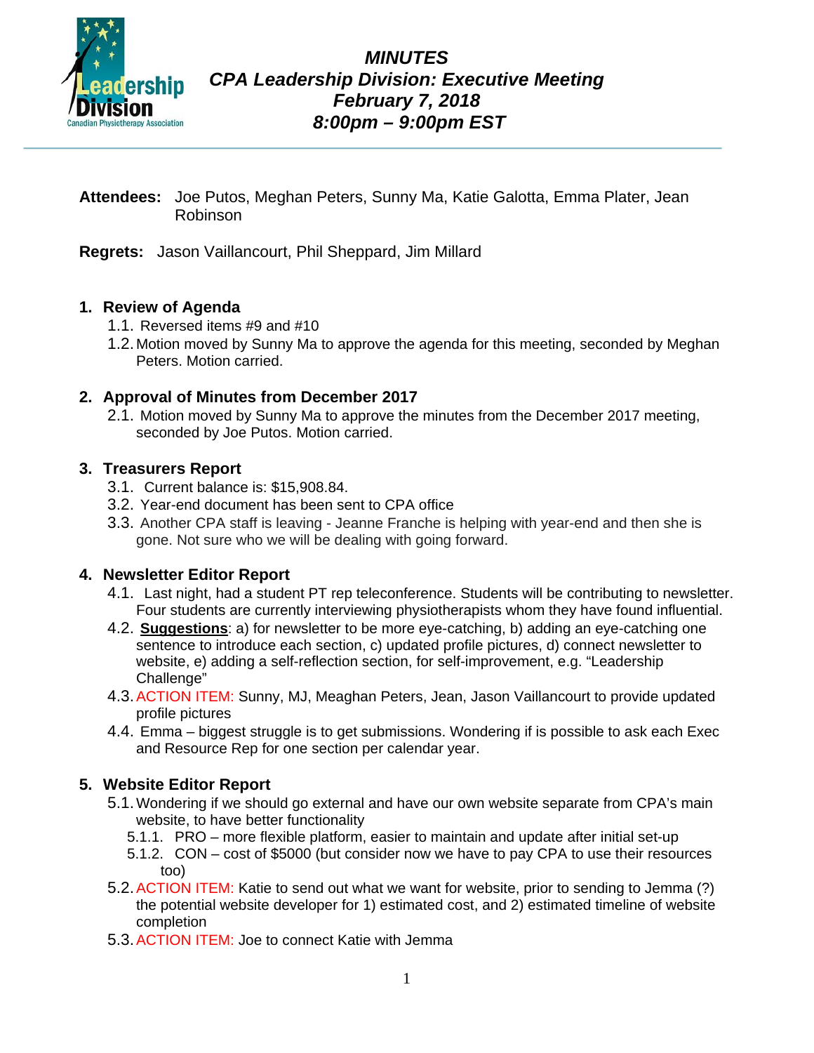# MINUTES
## CPA Leadership Division: Executive Meeting
## February 7, 2018
## 8:00pm – 9:00pm EST

**Attendees:** Joe Putos, Meghan Peters, Sunny Ma, Katie Galotta, Emma Plater, Jean Robinson

**Regrets:** Jason Vaillancourt, Phil Sheppard, Jim Millard

### 1. Review of Agenda

1.1. Reversed items #9 and #10

1.2. Motion moved by Sunny Ma to approve the agenda for this meeting, seconded by Meghan Peters. Motion carried.

### 2. Approval of Minutes from December 2017

2.1. Motion moved by Sunny Ma to approve the minutes from the December 2017 meeting, seconded by Joe Putos. Motion carried.

### 3. Treasurers Report

3.1. Current balance is: $15,908.84.

3.2. Year-end document has been sent to CPA office

3.3. Another CPA staff is leaving - Jeanne Franche is helping with year-end and then she is gone. Not sure who we will be dealing with going forward.

### 4. Newsletter Editor Report

4.1. Last night, had a student PT rep teleconference. Students will be contributing to newsletter. Four students are currently interviewing physiotherapists whom they have found influential.

4.2. **<u>Suggestions</u>**: a) for newsletter to be more eye-catching, b) adding an eye-catching one sentence to introduce each section, c) updated profile pictures, d) connect newsletter to website, e) adding a self-reflection section, for self-improvement, e.g. "Leadership Challenge"

4.3. ACTION ITEM: Sunny, MJ, Meaghan Peters, Jean, Jason Vaillancourt to provide updated profile pictures

4.4. Emma – biggest struggle is to get submissions. Wondering if is possible to ask each Exec and Resource Rep for one section per calendar year.

### 5. Website Editor Report

5.1. Wondering if we should go external and have our own website separate from CPA's main website, to have better functionality

- 5.1.1. PRO – more flexible platform, easier to maintain and update after initial set-up
- 5.1.2. CON – cost of $5000 (but consider now we have to pay CPA to use their resources too)

5.2. ACTION ITEM: Katie to send out what we want for website, prior to sending to Jemma (?) the potential website developer for 1) estimated cost, and 2) estimated timeline of website completion

5.3. ACTION ITEM: Joe to connect Katie with Jemma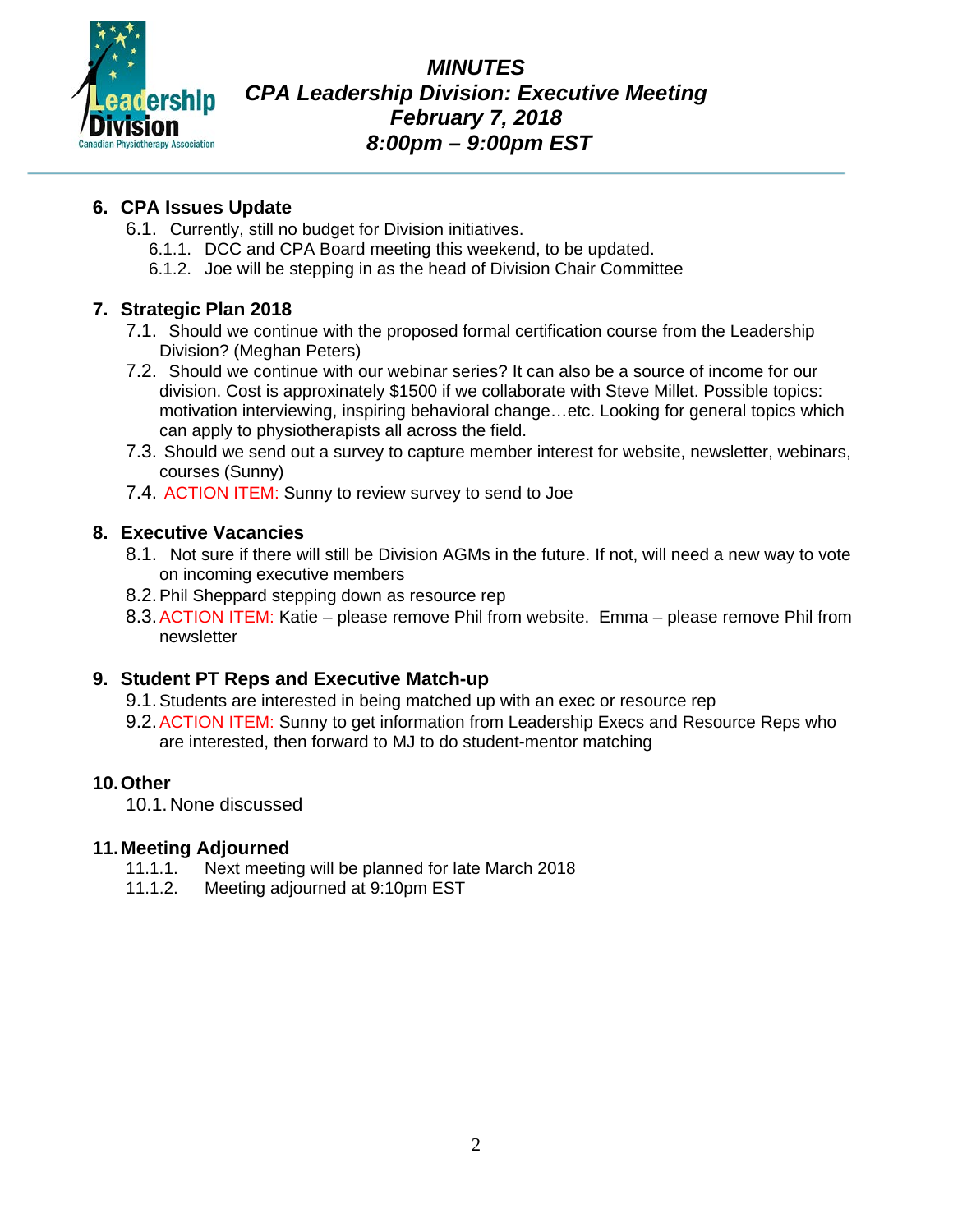**MINUTES**
**CPA Leadership Division: Executive Meeting**
**February 7, 2018**
**8:00pm – 9:00pm EST**

## 6. CPA Issues Update

6.1. Currently, still no budget for Division initiatives.

6.1.1. DCC and CPA Board meeting this weekend, to be updated.

6.1.2. Joe will be stepping in as the head of Division Chair Committee

## 7. Strategic Plan 2018

7.1. Should we continue with the proposed formal certification course from the Leadership Division? (Meghan Peters)

7.2. Should we continue with our webinar series? It can also be a source of income for our division. Cost is approxinately $1500 if we collaborate with Steve Millet. Possible topics: motivation interviewing, inspiring behavioral change…etc. Looking for general topics which can apply to physiotherapists all across the field.

7.3. Should we send out a survey to capture member interest for website, newsletter, webinars, courses (Sunny)

7.4. ACTION ITEM: Sunny to review survey to send to Joe

## 8. Executive Vacancies

8.1. Not sure if there will still be Division AGMs in the future. If not, will need a new way to vote on incoming executive members

8.2. Phil Sheppard stepping down as resource rep

8.3. ACTION ITEM: Katie – please remove Phil from website. Emma – please remove Phil from newsletter

## 9. Student PT Reps and Executive Match-up

9.1. Students are interested in being matched up with an exec or resource rep

9.2. ACTION ITEM: Sunny to get information from Leadership Execs and Resource Reps who are interested, then forward to MJ to do student-mentor matching

## 10. Other

10.1. None discussed

## 11. Meeting Adjourned

11.1.1. Next meeting will be planned for late March 2018

11.1.2. Meeting adjourned at 9:10pm EST